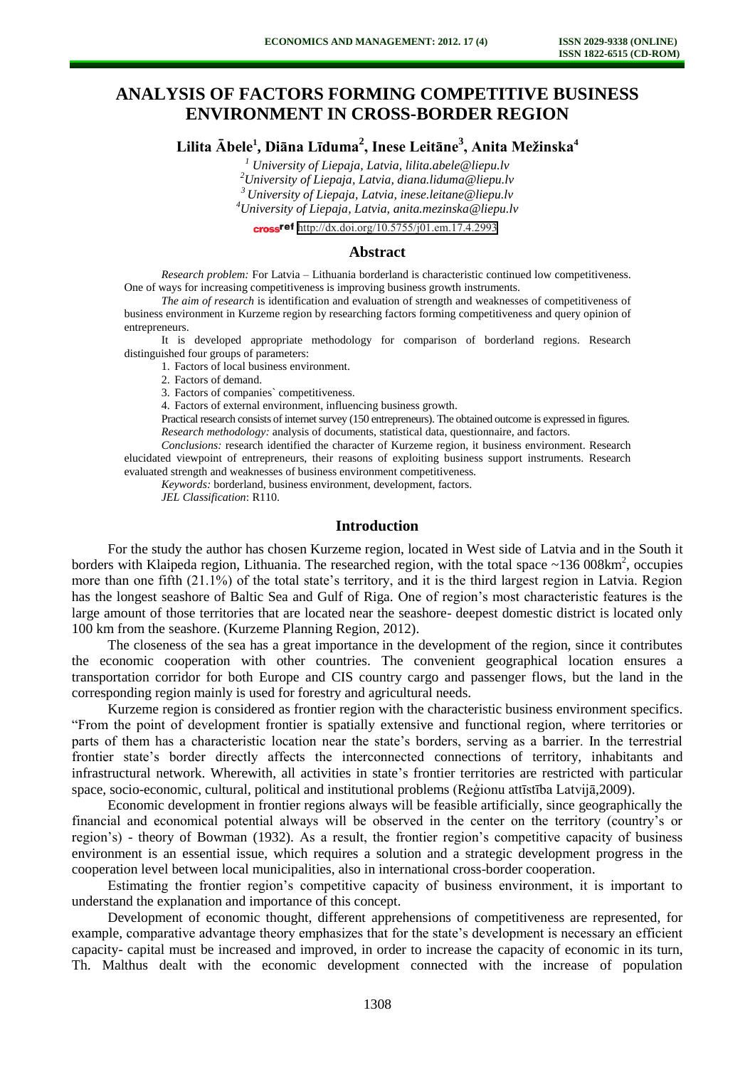# ANALYSIS OF FACTORS FORMING COMPETITIVE BUSINESS ENVIRONMENT IN CROSS-BORDER REGION

**Lilita Ābele[1], Diāna Līduma[2], Inese Leitāne[3], Anita Mežinska[4]**

[1] *University of Liepaja, Latvia, lilita.abele@liepu.lv*
[2] *University of Liepaja, Latvia, diana.liduma@liepu.lv*
[3] *University of Liepaja, Latvia, inese.leitane@liepu.lv*
[4] *University of Liepaja, Latvia, anita.mezinska@liepu.lv*

http://dx.doi.org/10.5755/j01.em.17.4.2993

## Abstract

*Research problem:* For Latvia – Lithuania borderland is characteristic continued low competitiveness. One of ways for increasing competitiveness is improving business growth instruments.

*The aim of research* is identification and evaluation of strength and weaknesses of competitiveness of business environment in Kurzeme region by researching factors forming competitiveness and query opinion of entrepreneurs.

It is developed appropriate methodology for comparison of borderland regions. Research distinguished four groups of parameters:

1. Factors of local business environment.
2. Factors of demand.
3. Factors of companies` competitiveness.
4. Factors of external environment, influencing business growth.

Practical research consists of internet survey (150 entrepreneurs). The obtained outcome is expressed in figures.

*Research methodology:* analysis of documents, statistical data, questionnaire, and factors.

*Conclusions:* research identified the character of Kurzeme region, it business environment. Research elucidated viewpoint of entrepreneurs, their reasons of exploiting business support instruments. Research evaluated strength and weaknesses of business environment competitiveness.

*Keywords:* borderland, business environment, development, factors.

*JEL Classification*: R110.

## Introduction

For the study the author has chosen Kurzeme region, located in West side of Latvia and in the South it borders with Klaipeda region, Lithuania. The researched region, with the total space ~136 008km$^2$, occupies more than one fifth (21.1%) of the total state's territory, and it is the third largest region in Latvia. Region has the longest seashore of Baltic Sea and Gulf of Riga. One of region's most characteristic features is the large amount of those territories that are located near the seashore- deepest domestic district is located only 100 km from the seashore. (Kurzeme Planning Region, 2012).

The closeness of the sea has a great importance in the development of the region, since it contributes the economic cooperation with other countries. The convenient geographical location ensures a transportation corridor for both Europe and CIS country cargo and passenger flows, but the land in the corresponding region mainly is used for forestry and agricultural needs.

Kurzeme region is considered as frontier region with the characteristic business environment specifics. "From the point of development frontier is spatially extensive and functional region, where territories or parts of them has a characteristic location near the state's borders, serving as a barrier. In the terrestrial frontier state's border directly affects the interconnected connections of territory, inhabitants and infrastructural network. Wherewith, all activities in state's frontier territories are restricted with particular space, socio-economic, cultural, political and institutional problems (Reģionu attīstība Latvijā,2009).

Economic development in frontier regions always will be feasible artificially, since geographically the financial and economical potential always will be observed in the center on the territory (country's or region's) - theory of Bowman (1932). As a result, the frontier region's competitive capacity of business environment is an essential issue, which requires a solution and a strategic development progress in the cooperation level between local municipalities, also in international cross-border cooperation.

Estimating the frontier region's competitive capacity of business environment, it is important to understand the explanation and importance of this concept.

Development of economic thought, different apprehensions of competitiveness are represented, for example, comparative advantage theory emphasizes that for the state's development is necessary an efficient capacity- capital must be increased and improved, in order to increase the capacity of economic in its turn, Th. Malthus dealt with the economic development connected with the increase of population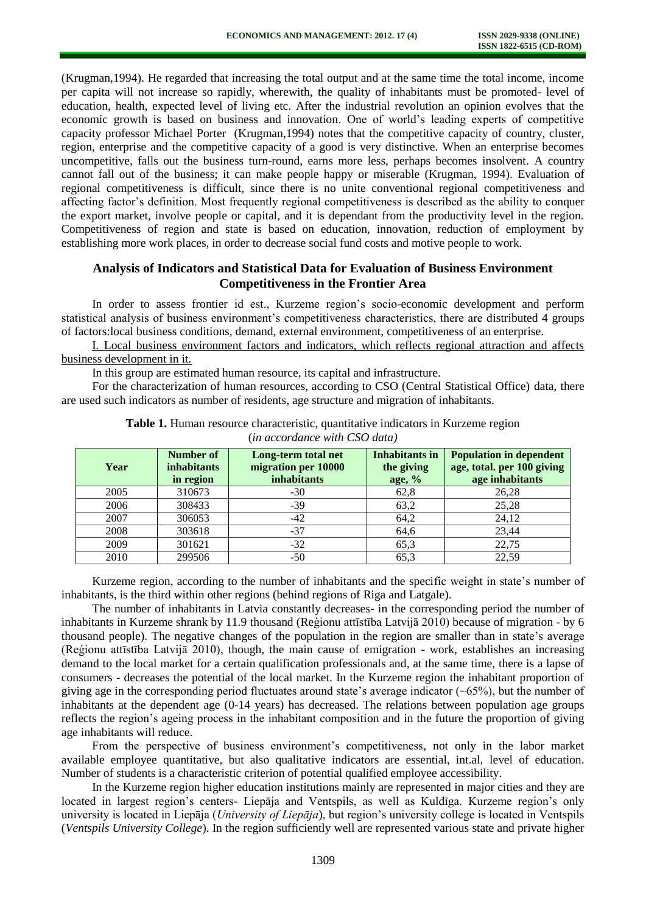(Krugman,1994). He regarded that increasing the total output and at the same time the total income, income per capita will not increase so rapidly, wherewith, the quality of inhabitants must be promoted- level of education, health, expected level of living etc. After the industrial revolution an opinion evolves that the economic growth is based on business and innovation. One of world's leading experts of competitive capacity professor Michael Porter (Krugman,1994) notes that the competitive capacity of country, cluster, region, enterprise and the competitive capacity of a good is very distinctive. When an enterprise becomes uncompetitive, falls out the business turn-round, earns more less, perhaps becomes insolvent. A country cannot fall out of the business; it can make people happy or miserable (Krugman, 1994). Evaluation of regional competitiveness is difficult, since there is no unite conventional regional competitiveness and affecting factor's definition. Most frequently regional competitiveness is described as the ability to conquer the export market, involve people or capital, and it is dependant from the productivity level in the region. Competitiveness of region and state is based on education, innovation, reduction of employment by establishing more work places, in order to decrease social fund costs and motive people to work.

## Analysis of Indicators and Statistical Data for Evaluation of Business Environment Competitiveness in the Frontier Area

In order to assess frontier id est., Kurzeme region's socio-economic development and perform statistical analysis of business environment's competitiveness characteristics, there are distributed 4 groups of factors:local business conditions, demand, external environment, competitiveness of an enterprise.

I. Local business environment factors and indicators, which reflects regional attraction and affects business development in it.

In this group are estimated human resource, its capital and infrastructure.

For the characterization of human resources, according to CSO (Central Statistical Office) data, there are used such indicators as number of residents, age structure and migration of inhabitants.

**Table 1.** Human resource characteristic, quantitative indicators in Kurzeme region
(*in accordance with CSO data*)

| Year | Number of inhabitants in region | Long-term total net migration per 10000 inhabitants | Inhabitants in the giving age, % | Population in dependent age, total. per 100 giving age inhabitants |
|---|---|---|---|---|
| 2005 | 310673 | -30 | 62,8 | 26,28 |
| 2006 | 308433 | -39 | 63,2 | 25,28 |
| 2007 | 306053 | -42 | 64,2 | 24,12 |
| 2008 | 303618 | -37 | 64,6 | 23,44 |
| 2009 | 301621 | -32 | 65,3 | 22,75 |
| 2010 | 299506 | -50 | 65,3 | 22,59 |

Kurzeme region, according to the number of inhabitants and the specific weight in state's number of inhabitants, is the third within other regions (behind regions of Riga and Latgale).

The number of inhabitants in Latvia constantly decreases- in the corresponding period the number of inhabitants in Kurzeme shrank by 11.9 thousand (Reģionu attīstība Latvijā 2010) because of migration - by 6 thousand people). The negative changes of the population in the region are smaller than in state's average (Reģionu attīstība Latvijā 2010), though, the main cause of emigration - work, establishes an increasing demand to the local market for a certain qualification professionals and, at the same time, there is a lapse of consumers - decreases the potential of the local market. In the Kurzeme region the inhabitant proportion of giving age in the corresponding period fluctuates around state's average indicator (~65%), but the number of inhabitants at the dependent age (0-14 years) has decreased. The relations between population age groups reflects the region's ageing process in the inhabitant composition and in the future the proportion of giving age inhabitants will reduce.

From the perspective of business environment's competitiveness, not only in the labor market available employee quantitative, but also qualitative indicators are essential, int.al, level of education. Number of students is a characteristic criterion of potential qualified employee accessibility.

In the Kurzeme region higher education institutions mainly are represented in major cities and they are located in largest region's centers- Liepāja and Ventspils, as well as Kuldīga. Kurzeme region's only university is located in Liepāja (*University of Liepāja*), but region's university college is located in Ventspils (*Ventspils University College*). In the region sufficiently well are represented various state and private higher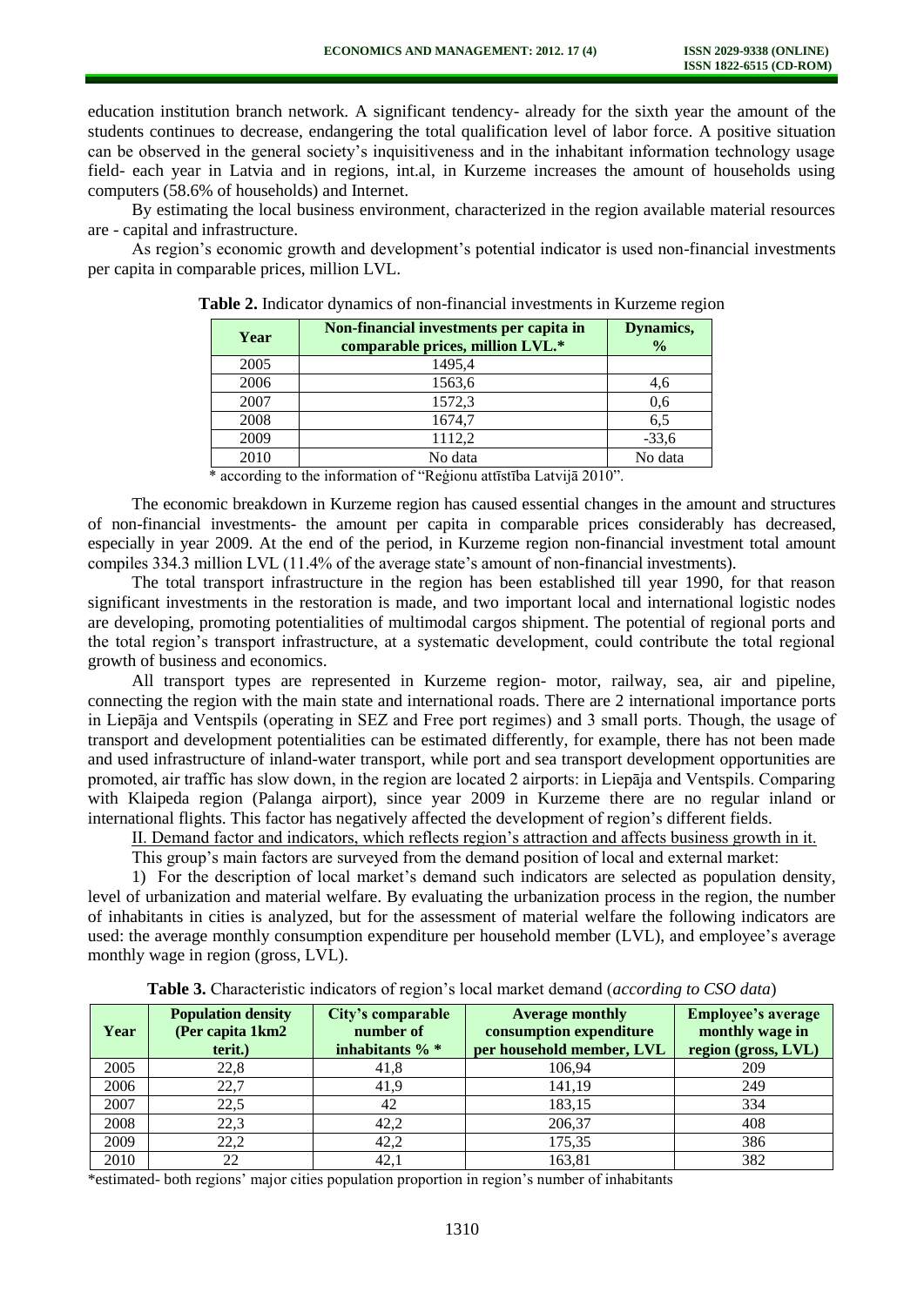education institution branch network. A significant tendency- already for the sixth year the amount of the students continues to decrease, endangering the total qualification level of labor force. A positive situation can be observed in the general society's inquisitiveness and in the inhabitant information technology usage field- each year in Latvia and in regions, int.al, in Kurzeme increases the amount of households using computers (58.6% of households) and Internet.

By estimating the local business environment, characterized in the region available material resources are - capital and infrastructure.

As region's economic growth and development's potential indicator is used non-financial investments per capita in comparable prices, million LVL.

**Table 2.** Indicator dynamics of non-financial investments in Kurzeme region

| Year | Non-financial investments per capita in comparable prices, million LVL.* | Dynamics, % |
|---|---|---|
| 2005 | 1495,4 | |
| 2006 | 1563,6 | 4,6 |
| 2007 | 1572,3 | 0,6 |
| 2008 | 1674,7 | 6,5 |
| 2009 | 1112,2 | -33,6 |
| 2010 | No data | No data |

\* according to the information of "Reģionu attīstība Latvijā 2010".

The economic breakdown in Kurzeme region has caused essential changes in the amount and structures of non-financial investments- the amount per capita in comparable prices considerably has decreased, especially in year 2009. At the end of the period, in Kurzeme region non-financial investment total amount compiles 334.3 million LVL (11.4% of the average state's amount of non-financial investments).

The total transport infrastructure in the region has been established till year 1990, for that reason significant investments in the restoration is made, and two important local and international logistic nodes are developing, promoting potentialities of multimodal cargos shipment. The potential of regional ports and the total region's transport infrastructure, at a systematic development, could contribute the total regional growth of business and economics.

All transport types are represented in Kurzeme region- motor, railway, sea, air and pipeline, connecting the region with the main state and international roads. There are 2 international importance ports in Liepāja and Ventspils (operating in SEZ and Free port regimes) and 3 small ports. Though, the usage of transport and development potentialities can be estimated differently, for example, there has not been made and used infrastructure of inland-water transport, while port and sea transport development opportunities are promoted, air traffic has slow down, in the region are located 2 airports: in Liepāja and Ventspils. Comparing with Klaipeda region (Palanga airport), since year 2009 in Kurzeme there are no regular inland or international flights. This factor has negatively affected the development of region's different fields.

II. Demand factor and indicators, which reflects region's attraction and affects business growth in it.

This group's main factors are surveyed from the demand position of local and external market:

1) For the description of local market's demand such indicators are selected as population density, level of urbanization and material welfare. By evaluating the urbanization process in the region, the number of inhabitants in cities is analyzed, but for the assessment of material welfare the following indicators are used: the average monthly consumption expenditure per household member (LVL), and employee's average monthly wage in region (gross, LVL).

**Table 3.** Characteristic indicators of region's local market demand (*according to CSO data*)

| Year | Population density (Per capita 1km2 terit.) | City's comparable number of inhabitants % * | Average monthly consumption expenditure per household member, LVL | Employee's average monthly wage in region (gross, LVL) |
|---|---|---|---|---|
| 2005 | 22,8 | 41,8 | 106,94 | 209 |
| 2006 | 22,7 | 41,9 | 141,19 | 249 |
| 2007 | 22,5 | 42 | 183,15 | 334 |
| 2008 | 22,3 | 42,2 | 206,37 | 408 |
| 2009 | 22,2 | 42,2 | 175,35 | 386 |
| 2010 | 22 | 42,1 | 163,81 | 382 |

\*estimated- both regions' major cities population proportion in region's number of inhabitants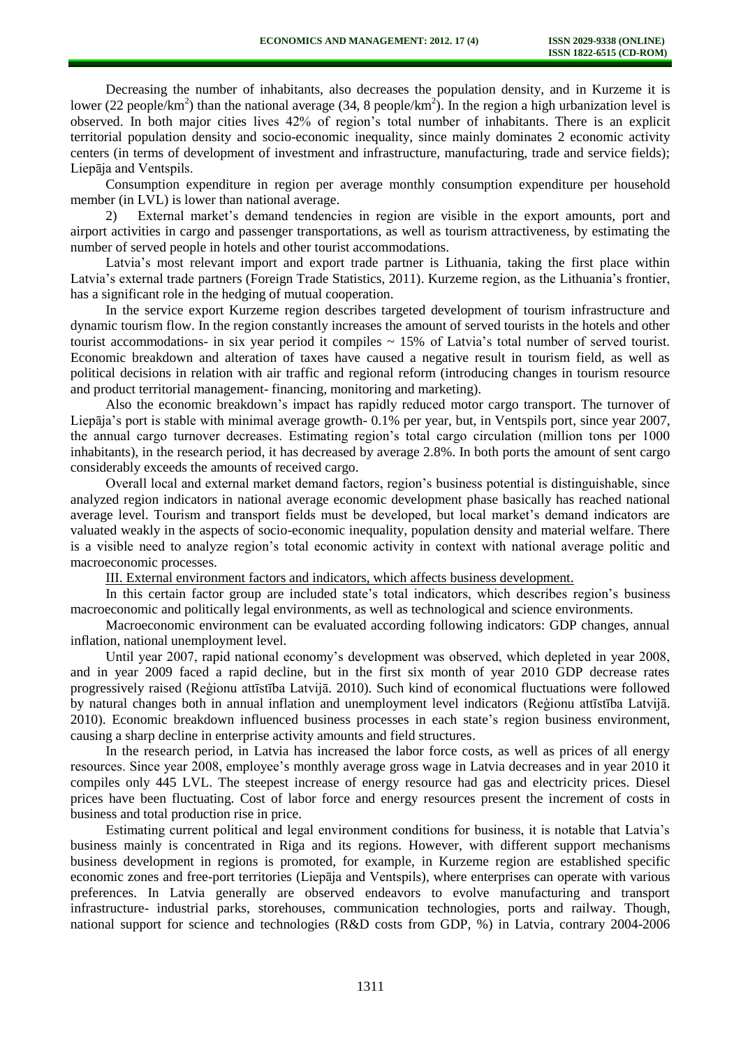Decreasing the number of inhabitants, also decreases the population density, and in Kurzeme it is lower (22 people/km$^2$) than the national average (34, 8 people/km$^2$). In the region a high urbanization level is observed. In both major cities lives 42% of region's total number of inhabitants. There is an explicit territorial population density and socio-economic inequality, since mainly dominates 2 economic activity centers (in terms of development of investment and infrastructure, manufacturing, trade and service fields); Liepāja and Ventspils.

Consumption expenditure in region per average monthly consumption expenditure per household member (in LVL) is lower than national average.

2) External market's demand tendencies in region are visible in the export amounts, port and airport activities in cargo and passenger transportations, as well as tourism attractiveness, by estimating the number of served people in hotels and other tourist accommodations.

Latvia's most relevant import and export trade partner is Lithuania, taking the first place within Latvia's external trade partners (Foreign Trade Statistics, 2011). Kurzeme region, as the Lithuania's frontier, has a significant role in the hedging of mutual cooperation.

In the service export Kurzeme region describes targeted development of tourism infrastructure and dynamic tourism flow. In the region constantly increases the amount of served tourists in the hotels and other tourist accommodations- in six year period it compiles ~ 15% of Latvia's total number of served tourist. Economic breakdown and alteration of taxes have caused a negative result in tourism field, as well as political decisions in relation with air traffic and regional reform (introducing changes in tourism resource and product territorial management- financing, monitoring and marketing).

Also the economic breakdown's impact has rapidly reduced motor cargo transport. The turnover of Liepāja's port is stable with minimal average growth- 0.1% per year, but, in Ventspils port, since year 2007, the annual cargo turnover decreases. Estimating region's total cargo circulation (million tons per 1000 inhabitants), in the research period, it has decreased by average 2.8%. In both ports the amount of sent cargo considerably exceeds the amounts of received cargo.

Overall local and external market demand factors, region's business potential is distinguishable, since analyzed region indicators in national average economic development phase basically has reached national average level. Tourism and transport fields must be developed, but local market's demand indicators are valuated weakly in the aspects of socio-economic inequality, population density and material welfare. There is a visible need to analyze region's total economic activity in context with national average politic and macroeconomic processes.

III. External environment factors and indicators, which affects business development.

In this certain factor group are included state's total indicators, which describes region's business macroeconomic and politically legal environments, as well as technological and science environments.

Macroeconomic environment can be evaluated according following indicators: GDP changes, annual inflation, national unemployment level.

Until year 2007, rapid national economy's development was observed, which depleted in year 2008, and in year 2009 faced a rapid decline, but in the first six month of year 2010 GDP decrease rates progressively raised (Reģionu attīstība Latvijā. 2010). Such kind of economical fluctuations were followed by natural changes both in annual inflation and unemployment level indicators (Reģionu attīstība Latvijā. 2010). Economic breakdown influenced business processes in each state's region business environment, causing a sharp decline in enterprise activity amounts and field structures.

In the research period, in Latvia has increased the labor force costs, as well as prices of all energy resources. Since year 2008, employee's monthly average gross wage in Latvia decreases and in year 2010 it compiles only 445 LVL. The steepest increase of energy resource had gas and electricity prices. Diesel prices have been fluctuating. Cost of labor force and energy resources present the increment of costs in business and total production rise in price.

Estimating current political and legal environment conditions for business, it is notable that Latvia's business mainly is concentrated in Riga and its regions. However, with different support mechanisms business development in regions is promoted, for example, in Kurzeme region are established specific economic zones and free-port territories (Liepāja and Ventspils), where enterprises can operate with various preferences. In Latvia generally are observed endeavors to evolve manufacturing and transport infrastructure- industrial parks, storehouses, communication technologies, ports and railway. Though, national support for science and technologies (R&D costs from GDP, %) in Latvia, contrary 2004-2006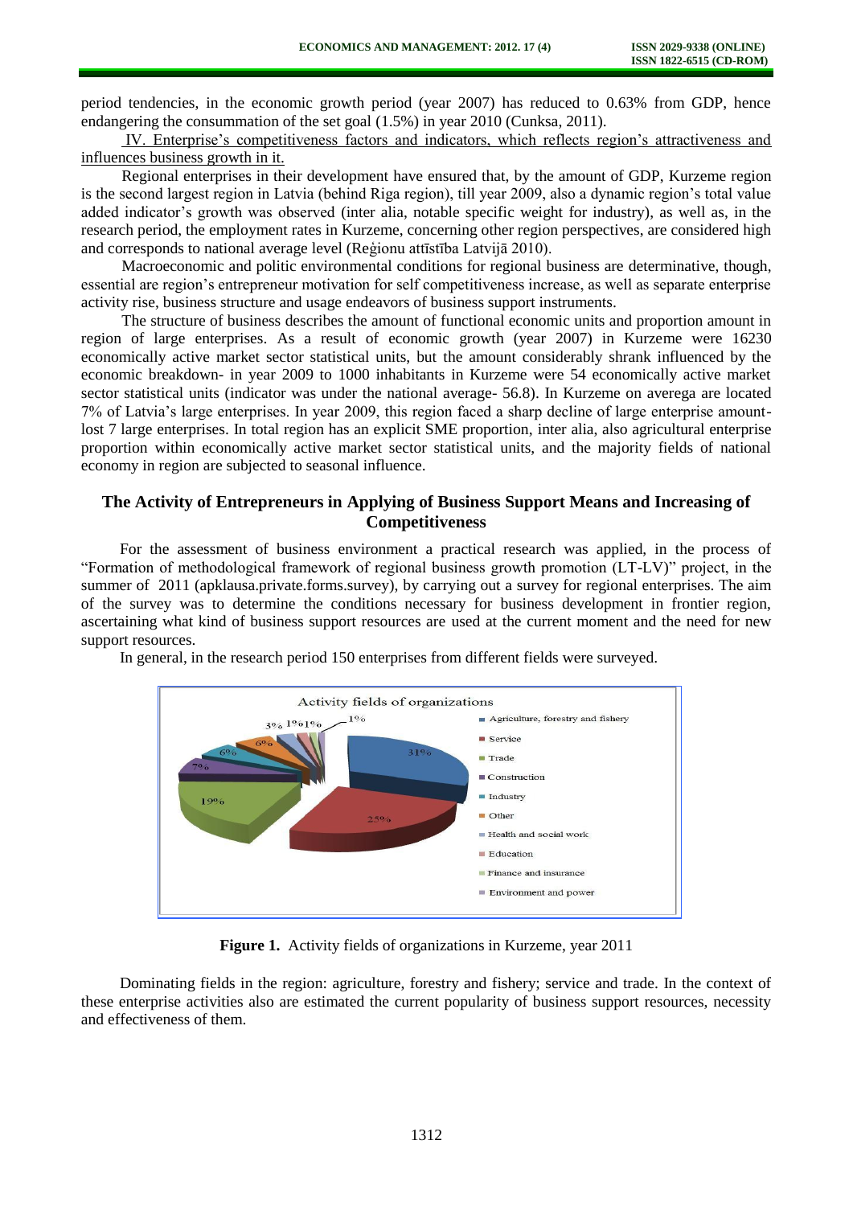period tendencies, in the economic growth period (year 2007) has reduced to 0.63% from GDP, hence endangering the consummation of the set goal (1.5%) in year 2010 (Cunksa, 2011).

IV. Enterprise's competitiveness factors and indicators, which reflects region's attractiveness and influences business growth in it.

Regional enterprises in their development have ensured that, by the amount of GDP, Kurzeme region is the second largest region in Latvia (behind Riga region), till year 2009, also a dynamic region's total value added indicator's growth was observed (inter alia, notable specific weight for industry), as well as, in the research period, the employment rates in Kurzeme, concerning other region perspectives, are considered high and corresponds to national average level (Reģionu attīstība Latvijā 2010).

Macroeconomic and politic environmental conditions for regional business are determinative, though, essential are region's entrepreneur motivation for self competitiveness increase, as well as separate enterprise activity rise, business structure and usage endeavors of business support instruments.

The structure of business describes the amount of functional economic units and proportion amount in region of large enterprises. As a result of economic growth (year 2007) in Kurzeme were 16230 economically active market sector statistical units, but the amount considerably shrank influenced by the economic breakdown- in year 2009 to 1000 inhabitants in Kurzeme were 54 economically active market sector statistical units (indicator was under the national average- 56.8). In Kurzeme on averega are located 7% of Latvia's large enterprises. In year 2009, this region faced a sharp decline of large enterprise amount- lost 7 large enterprises. In total region has an explicit SME proportion, inter alia, also agricultural enterprise proportion within economically active market sector statistical units, and the majority fields of national economy in region are subjected to seasonal influence.

## The Activity of Entrepreneurs in Applying of Business Support Means and Increasing of Competitiveness

For the assessment of business environment a practical research was applied, in the process of "Formation of methodological framework of regional business growth promotion (LT-LV)" project, in the summer of 2011 (apklausa.private.forms.survey), by carrying out a survey for regional enterprises. The aim of the survey was to determine the conditions necessary for business development in frontier region, ascertaining what kind of business support resources are used at the current moment and the need for new support resources.

In general, in the research period 150 enterprises from different fields were surveyed.

Activity fields of organizations

31%
25%
19%
7%
6%
6%
3%
1%
1%
1%

Agriculture, forestry and fishery
Service
Trade
Construction
Industry
Other
Health and social work
Education
Finance and insurance
Environment and power

**Figure 1.** Activity fields of organizations in Kurzeme, year 2011

Dominating fields in the region: agriculture, forestry and fishery; service and trade. In the context of these enterprise activities also are estimated the current popularity of business support resources, necessity and effectiveness of them.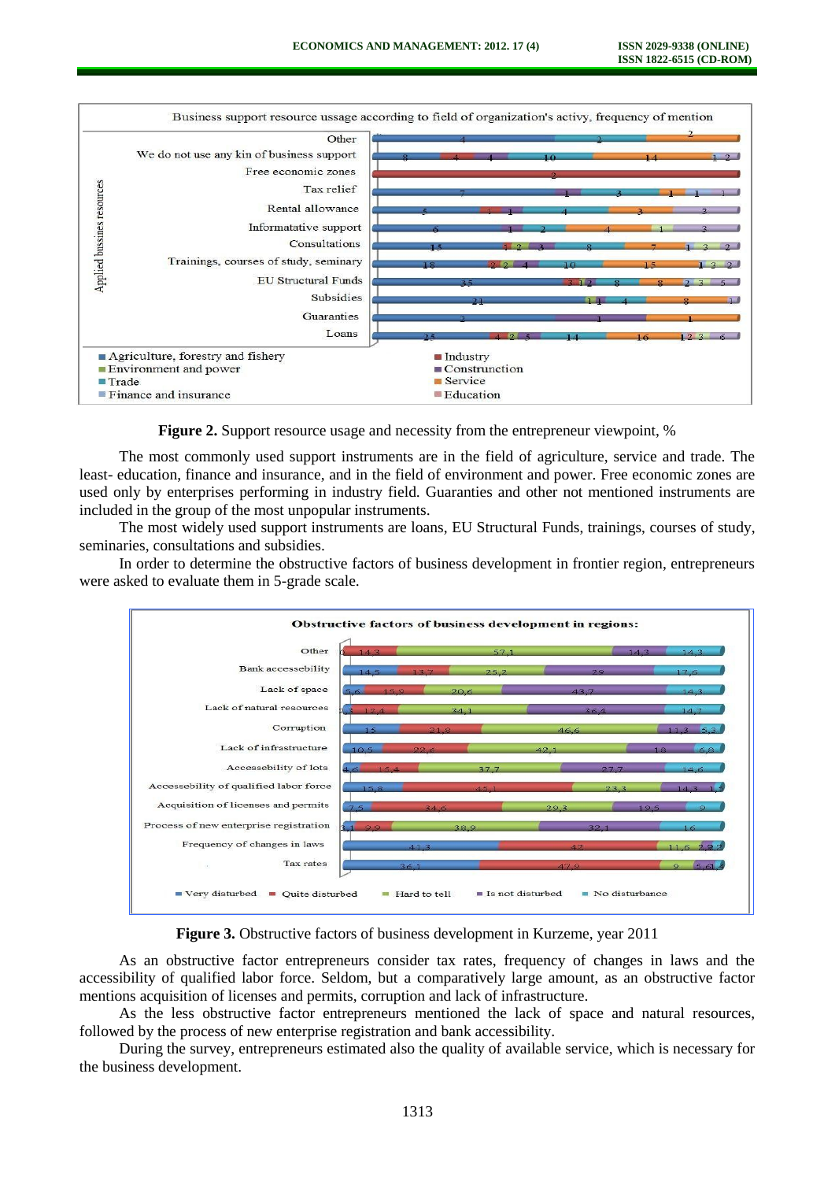Business support resource ussage according to field of organization's activy, frequency of mention

Applied bussines resources

Other
We do not use any kin of business support
Free economic zones
Tax relief
Rental allowance
Informatative support
Consultations
Trainings, courses of study, seminary
EU Structural Funds
Subsidies
Guaranties
Loans

Other: 4, 2, 2
We do not use any kin of business support: 8, 4, 4, 10, 14, 1, 2
Free economic zones: 2
Tax relief: 7, 1, 3, 1, 1, 1
Rental allowance: 5, 1, 1, 4, 3, 3
Informatative support: 6, 1, 2, 4, 1, 3
Consultations: 15, 1, 2, 3, 8, 7, 1, 3, 2
Trainings, courses of study, seminary: 18, 2, 2, 4, 10, 15, 1, 3, 2
EU Structural Funds: 35, 3, 1, 2, 8, 8, 2, 3, 5
Subsidies: 21, 1, 1, 4, 8, 1
Guaranties: 2, 1, 1
Loans: 25, 4, 2, 5, 14, 16, 1, 2, 3, 6

Agriculture, forestry and fishery
Industry
Environment and power
Construction
Trade
Service
Finance and insurance
Education

**Figure 2.** Support resource usage and necessity from the entrepreneur viewpoint, %

The most commonly used support instruments are in the field of agriculture, service and trade. The least- education, finance and insurance, and in the field of environment and power. Free economic zones are used only by enterprises performing in industry field. Guaranties and other not mentioned instruments are included in the group of the most unpopular instruments.

The most widely used support instruments are loans, EU Structural Funds, trainings, courses of study, seminaries, consultations and subsidies.

In order to determine the obstructive factors of business development in frontier region, entrepreneurs were asked to evaluate them in 5-grade scale.

Obstructive factors of business development in regions:

Other: 0, 14,3, 57,1, 14,3, 14,3
Bank accessebility: 14,5, 13,7, 25,2, 29, 17,6
Lack of space: 5,6, 15,9, 20,6, 43,7, 14,3
Lack of natural resources: 2,3, 12,4, 34,1, 36,4, 14,7
Corruption: 15, 21,8, 46,6, 11,3, 5,3
Lack of infrastructure: 10,5, 22,6, 42,1, 18, 6,8
Accessebility of lots: 4,6, 15,4, 37,7, 27,7, 14,6
Accessebility of qualified labor force: 15,8, 45,1, 23,3, 14,3, 1,5
Acquisition of licenses and permits: 7,5, 34,6, 29,3, 19,5, 9
Process of new enterprise registration: 3,1, 9,9, 38,9, 32,1, 16
Frequency of changes in laws: 41,3, 42, 11,6, 2,9, 2,2
Tax rates: 36,1, 47,9, 9, 5,6, 1,5

Very disturbed
Quite disturbed
Hard to tell
Is not disturbed
No disturbance

**Figure 3.** Obstructive factors of business development in Kurzeme, year 2011

As an obstructive factor entrepreneurs consider tax rates, frequency of changes in laws and the accessibility of qualified labor force. Seldom, but a comparatively large amount, as an obstructive factor mentions acquisition of licenses and permits, corruption and lack of infrastructure.

As the less obstructive factor entrepreneurs mentioned the lack of space and natural resources, followed by the process of new enterprise registration and bank accessibility.

During the survey, entrepreneurs estimated also the quality of available service, which is necessary for the business development.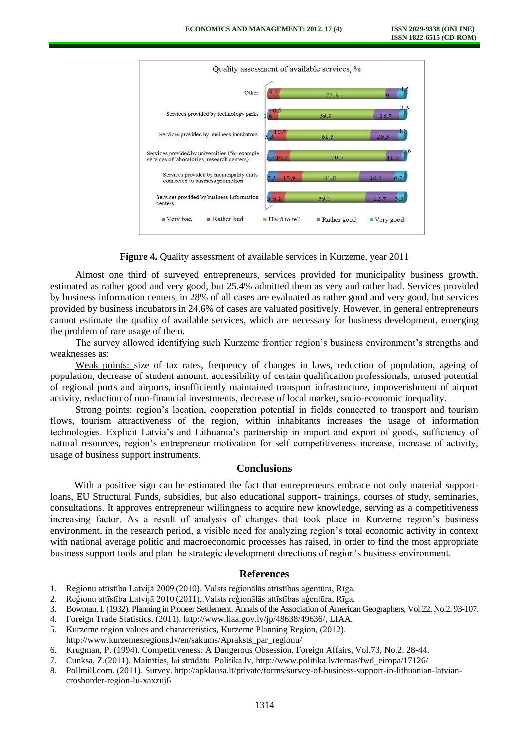Quality assessment of available services, %

Other: 9,1 | 77,3 | 9,1 | 4,5

Services provided by technology parks: 1,6 | 6,5 | 69,9 | 18,7 | 3,3

Services provided by business incubators: 3,3 | 10,7 | 61,5 | 20,5 | 4,1

Services provided by universities (for example, services of laboratories, research centers): 5,7 | 10,7 | 70,5 | 11,5 | 1,6

Services provided by municipality units connected to business promotion: 7,5 | 17,9 | 41,8 | 26,1 | 6,7

Services provided by business information centers: 3 | 9,8 | 59,1 | 22,7 | 5,3

Very bad · Rather bad · Hard to tell · Rather good · Very good

**Figure 4.** Quality assessment of available services in Kurzeme, year 2011

Almost one third of surveyed entrepreneurs, services provided for municipality business growth, estimated as rather good and very good, but 25.4% admitted them as very and rather bad. Services provided by business information centers, in 28% of all cases are evaluated as rather good and very good, but services provided by business incubators in 24.6% of cases are valuated positively. However, in general entrepreneurs cannot estimate the quality of available services, which are necessary for business development, emerging the problem of rare usage of them.

The survey allowed identifying such Kurzeme frontier region's business environment's strengths and weaknesses as:

Weak points: size of tax rates, frequency of changes in laws, reduction of population, ageing of population, decrease of student amount, accessibility of certain qualification professionals, unused potential of regional ports and airports, insufficiently maintained transport infrastructure, impoverishment of airport activity, reduction of non-financial investments, decrease of local market, socio-economic inequality.

Strong points: region's location, cooperation potential in fields connected to transport and tourism flows, tourism attractiveness of the region, within inhabitants increases the usage of information technologies. Explicit Latvia's and Lithuania's partnership in import and export of goods, sufficiency of natural resources, region's entrepreneur motivation for self competitiveness increase, increase of activity, usage of business support instruments.

## Conclusions

With a positive sign can be estimated the fact that entrepreneurs embrace not only material support- loans, EU Structural Funds, subsidies, but also educational support- trainings, courses of study, seminaries, consultations. It approves entrepreneur willingness to acquire new knowledge, serving as a competitiveness increasing factor. As a result of analysis of changes that took place in Kurzeme region's business environment, in the research period, a visible need for analyzing region's total economic activity in context with national average politic and macroeconomic processes has raised, in order to find the most appropriate business support tools and plan the strategic development directions of region's business environment.

## References

1. Reģionu attīstība Latvijā 2009 (2010). Valsts reģionālās attīstības aģentūra, Rīga.
2. Reģionu attīstība Latvijā 2010 (2011),.Valsts reģionālās attīstības aģentūra, Rīga.
3. Bowman, I. (1932). Planning in Pioneer Settlement. Annals of the Association of American Geographers, Vol.22, No.2. 93-107.
4. Foreign Trade Statistics, (2011). http://www.liaa.gov.lv/jp/48638/49636/, LIAA.
5. Kurzeme region values and characteristics, Kurzeme Planning Region, (2012). http://www.kurzemesregions.lv/en/sakums/Apraksts_par_regionu/
6. Krugman, P. (1994). Competitiveness: A Dangerous Obsession. Foreign Affairs, Vol.73, No.2. 28-44.
7. Cunksa, Z.(2011). Mainīties, lai strādātu. Politika.lv, http://www.politika.lv/temas/fwd_eiropa/17126/
8. Pollmill.com. (2011). Survey. http://apklausa.lt/private/forms/survey-of-business-support-in-lithuanian-latvian-crosborder-region-lu-xaxzuj6